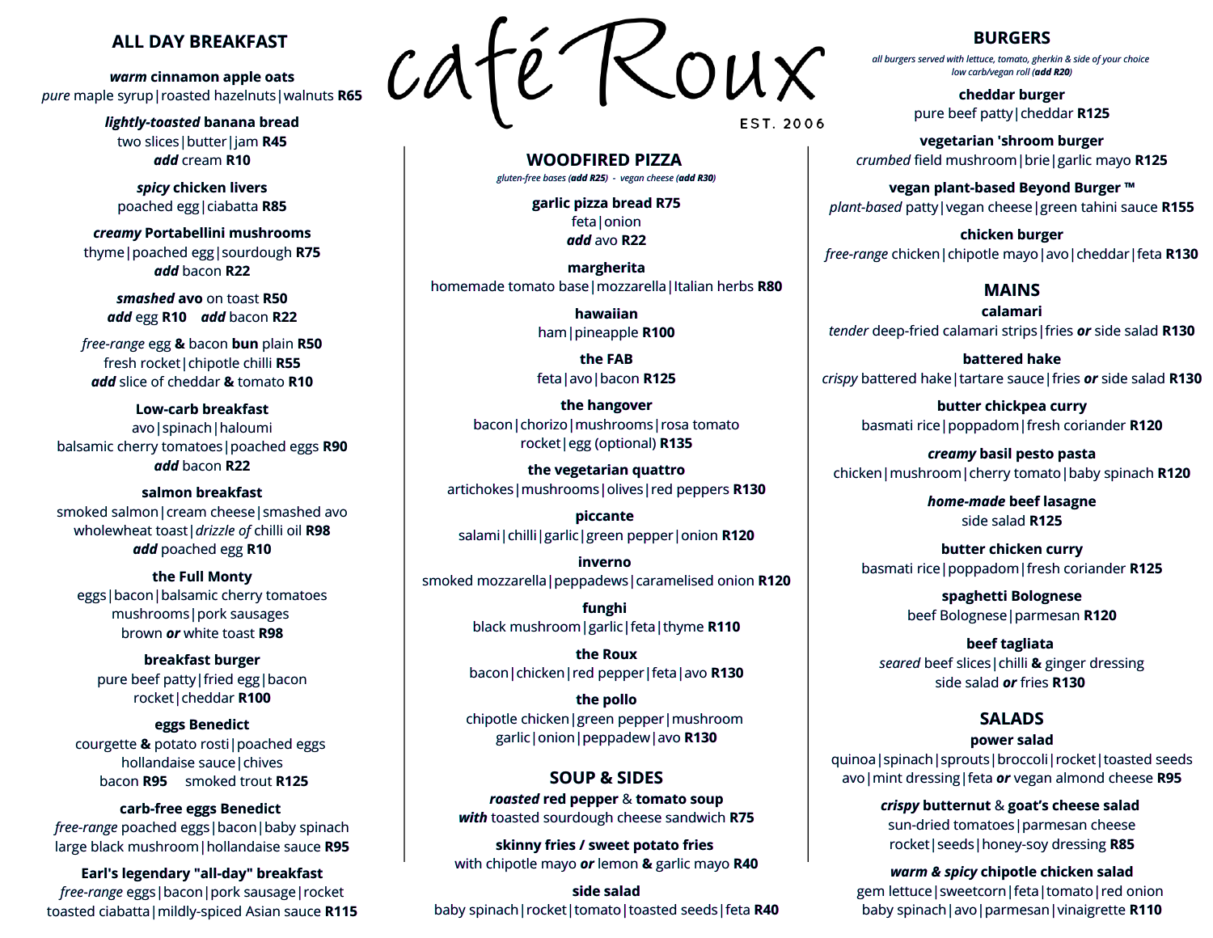# café Roux

EST. 2006

## ALL DAY BREAKFAST

***warm* cinnamon apple oats**
*pure* maple syrup | roasted hazelnuts | walnuts **R65**

***lightly-toasted* banana bread**
two slices | butter | jam **R45**
***add*** cream **R10**

***spicy* chicken livers**
poached egg | ciabatta **R85**

***creamy* Portabellini mushrooms**
thyme | poached egg | sourdough **R75**
***add*** bacon **R22**

***smashed* avo on toast R50**
***add*** egg **R10** ***add*** bacon **R22**

*free-range* egg **&** bacon **bun** plain **R50**
fresh rocket | chipotle chilli **R55**
***add*** slice of cheddar **&** tomato **R10**

**Low-carb breakfast**
avo | spinach | haloumi
balsamic cherry tomatoes | poached eggs **R90**
***add*** bacon **R22**

**salmon breakfast**
smoked salmon | cream cheese | smashed avo
wholewheat toast | *drizzle of* chilli oil **R98**
***add*** poached egg **R10**

**the Full Monty**
eggs | bacon | balsamic cherry tomatoes
mushrooms | pork sausages
brown ***or*** white toast **R98**

**breakfast burger**
pure beef patty | fried egg | bacon
rocket | cheddar **R100**

**eggs Benedict**
courgette **&** potato rosti | poached eggs
hollandaise sauce | chives
bacon **R95** smoked trout **R125**

**carb-free eggs Benedict**
*free-range* poached eggs | bacon | baby spinach
large black mushroom | hollandaise sauce **R95**

**Earl's legendary "all-day" breakfast**
*free-range* eggs | bacon | pork sausage | rocket
toasted ciabatta | mildly-spiced Asian sauce **R115**

## WOODFIRED PIZZA

*gluten-free bases (**add R25**) - vegan cheese (**add R30**)*

**garlic pizza bread R75**
feta | onion
***add*** avo **R22**

**margherita**
homemade tomato base | mozzarella | Italian herbs **R80**

**hawaiian**
ham | pineapple **R100**

**the FAB**
feta | avo | bacon **R125**

**the hangover**
bacon | chorizo | mushrooms | rosa tomato
rocket | egg (optional) **R135**

**the vegetarian quattro**
artichokes | mushrooms | olives | red peppers **R130**

**piccante**
salami | chilli | garlic | green pepper | onion **R120**

**inverno**
smoked mozzarella | peppadews | caramelised onion **R120**

**funghi**
black mushroom | garlic | feta | thyme **R110**

**the Roux**
bacon | chicken | red pepper | feta | avo **R130**

**the pollo**
chipotle chicken | green pepper | mushroom
garlic | onion | peppadew | avo **R130**

## SOUP & SIDES

***roasted* red pepper & tomato soup**
***with*** toasted sourdough cheese sandwich **R75**

**skinny fries / sweet potato fries**
with chipotle mayo ***or*** lemon **&** garlic mayo **R40**

**side salad**
baby spinach | rocket | tomato | toasted seeds | feta **R40**

## BURGERS

*all burgers served with lettuce, tomato, gherkin & side of your choice*
*low carb/vegan roll (**add R20**)*

**cheddar burger**
pure beef patty | cheddar **R125**

**vegetarian 'shroom burger**
*crumbed* field mushroom | brie | garlic mayo **R125**

**vegan plant-based Beyond Burger ™**
*plant-based* patty | vegan cheese | green tahini sauce **R155**

**chicken burger**
*free-range* chicken | chipotle mayo | avo | cheddar | feta **R130**

## MAINS

**calamari**
*tender* deep-fried calamari strips | fries ***or*** side salad **R130**

**battered hake**
*crispy* battered hake | tartare sauce | fries ***or*** side salad **R130**

**butter chickpea curry**
basmati rice | poppadom | fresh coriander **R120**

***creamy* basil pesto pasta**
chicken | mushroom | cherry tomato | baby spinach **R120**

***home-made* beef lasagne**
side salad **R125**

**butter chicken curry**
basmati rice | poppadom | fresh coriander **R125**

**spaghetti Bolognese**
beef Bolognese | parmesan **R120**

**beef tagliata**
*seared* beef slices | chilli **&** ginger dressing
side salad ***or*** fries **R130**

## SALADS

**power salad**
quinoa | spinach | sprouts | broccoli | rocket | toasted seeds
avo | mint dressing | feta ***or*** vegan almond cheese **R95**

***crispy* butternut & goat's cheese salad**
sun-dried tomatoes | parmesan cheese
rocket | seeds | honey-soy dressing **R85**

***warm & spicy* chipotle chicken salad**
gem lettuce | sweetcorn | feta | tomato | red onion
baby spinach | avo | parmesan | vinaigrette **R110**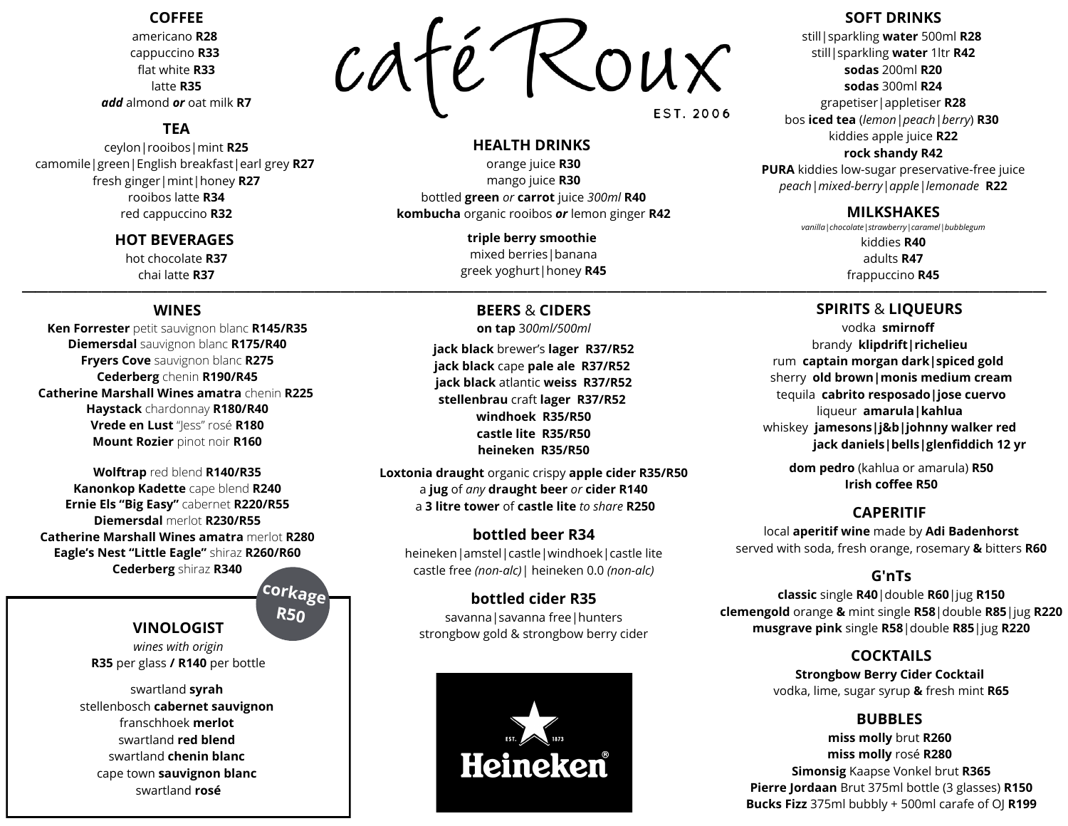# café Roux

EST. 2006

## COFFEE

americano **R28**
cappuccino **R33**
flat white **R33**
latte **R35**
***add*** almond ***or*** oat milk **R7**

## TEA

ceylon|rooibos|mint **R25**
camomile|green|English breakfast|earl grey **R27**
fresh ginger|mint|honey **R27**
rooibos latte **R34**
red cappuccino **R32**

## HOT BEVERAGES

hot chocolate **R37**
chai latte **R37**

## HEALTH DRINKS

orange juice **R30**
mango juice **R30**
bottled **green** *or* **carrot** juice *300ml* **R40**
**kombucha** organic rooibos ***or*** lemon ginger **R42**

**triple berry smoothie**
mixed berries|banana
greek yoghurt|honey **R45**

## SOFT DRINKS

still|sparkling **water** 500ml **R28**
still|sparkling **water** 1ltr **R42**
**sodas** 200ml **R20**
**sodas** 300ml **R24**
grapetiser|appletiser **R28**
bos **iced tea** (*lemon|peach|berry*) **R30**
kiddies apple juice **R22**
**rock shandy R42**
**PURA** kiddies low-sugar preservative-free juice
*peach|mixed-berry|apple|lemonade* **R22**

## MILKSHAKES

*vanilla|chocolate|strawberry|caramel|bubblegum*
kiddies **R40**
adults **R47**
frappuccino **R45**

---

## WINES

**Ken Forrester** petit sauvignon blanc **R145/R35**
**Diemersdal** sauvignon blanc **R175/R40**
**Fryers Cove** sauvignon blanc **R275**
**Cederberg** chenin **R190/R45**
**Catherine Marshall Wines amatra** chenin **R225**
**Haystack** chardonnay **R180/R40**
**Vrede en Lust** "Jess" rosé **R180**
**Mount Rozier** pinot noir **R160**

**Wolftrap** red blend **R140/R35**
**Kanonkop Kadette** cape blend **R240**
**Ernie Els "Big Easy"** cabernet **R220/R55**
**Diemersdal** merlot **R230/R55**
**Catherine Marshall Wines amatra** merlot **R280**
**Eagle's Nest "Little Eagle"** shiraz **R260/R60**
**Cederberg** shiraz **R340**

**corkage R50**

## VINOLOGIST

*wines with origin*
**R35** per glass **/ R140** per bottle

swartland **syrah**
stellenbosch **cabernet sauvignon**
franschhoek **merlot**
swartland **red blend**
swartland **chenin blanc**
cape town **sauvignon blanc**
swartland **rosé**

## BEERS & CIDERS

**on tap** *300ml/500ml*

**jack black** brewer's **lager R37/R52**
**jack black** cape **pale ale R37/R52**
**jack black** atlantic **weiss R37/R52**
**stellenbrau** craft **lager R37/R52**
**windhoek R35/R50**
**castle lite R35/R50**
**heineken R35/R50**

**Loxtonia draught** organic crispy **apple cider R35/R50**
a **jug** of *any* **draught beer** *or* **cider R140**
a **3 litre tower** of **castle lite** *to share* **R250**

## bottled beer R34

heineken|amstel|castle|windhoek|castle lite
castle free *(non-alc)*| heineken 0.0 *(non-alc)*

## bottled cider R35

savanna|savanna free|hunters
strongbow gold & strongbow berry cider

## SPIRITS & LIQUEURS

vodka **smirnoff**
brandy **klipdrift|richelieu**
rum **captain morgan dark|spiced gold**
sherry **old brown|monis medium cream**
tequila **cabrito resposado|jose cuervo**
liqueur **amarula|kahlua**
whiskey **jamesons|j&b|johnny walker red**
**jack daniels|bells|glenfiddich 12 yr**

**dom pedro** (kahlua or amarula) **R50**
**Irish coffee R50**

## CAPERITIF

local **aperitif wine** made by **Adi Badenhorst**
served with soda, fresh orange, rosemary **&** bitters **R60**

## G'nTs

**classic** single **R40**|double **R60**|jug **R150**
**clemengold** orange **&** mint single **R58**|double **R85**|jug **R220**
**musgrave pink** single **R58**|double **R85**|jug **R220**

## COCKTAILS

**Strongbow Berry Cider Cocktail**
vodka, lime, sugar syrup **&** fresh mint **R65**

## BUBBLES

**miss molly** brut **R260**
**miss molly** rosé **R280**
**Simonsig** Kaapse Vonkel brut **R365**
**Pierre Jordaan** Brut 375ml bottle (3 glasses) **R150**
**Bucks Fizz** 375ml bubbly + 500ml carafe of OJ **R199**